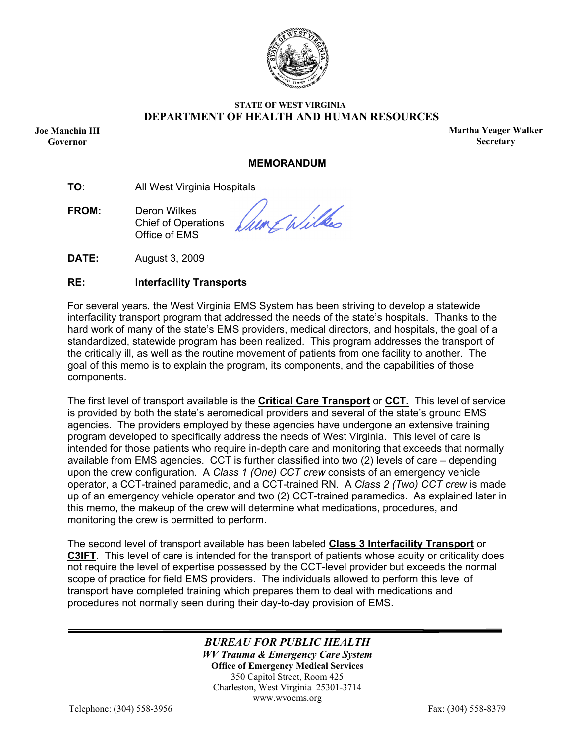STATE OF WEST VIRGINIA

**DEPARTMENT OF HEALTH AND HUMAN RESOURCES**

**Joe Manchin III**
**Governor**

**Martha Yeager Walker**
**Secretary**

## MEMORANDUM

**TO:** All West Virginia Hospitals

**FROM:** Deron Wilkes
Chief of Operations
Office of EMS

**DATE:** August 3, 2009

**RE:** **Interfacility Transports**

For several years, the West Virginia EMS System has been striving to develop a statewide interfacility transport program that addressed the needs of the state's hospitals. Thanks to the hard work of many of the state's EMS providers, medical directors, and hospitals, the goal of a standardized, statewide program has been realized. This program addresses the transport of the critically ill, as well as the routine movement of patients from one facility to another. The goal of this memo is to explain the program, its components, and the capabilities of those components.

The first level of transport available is the **Critical Care Transport** or **CCT.** This level of service is provided by both the state's aeromedical providers and several of the state's ground EMS agencies. The providers employed by these agencies have undergone an extensive training program developed to specifically address the needs of West Virginia. This level of care is intended for those patients who require in-depth care and monitoring that exceeds that normally available from EMS agencies. CCT is further classified into two (2) levels of care – depending upon the crew configuration. A *Class 1 (One) CCT crew* consists of an emergency vehicle operator, a CCT-trained paramedic, and a CCT-trained RN. A *Class 2 (Two) CCT crew* is made up of an emergency vehicle operator and two (2) CCT-trained paramedics. As explained later in this memo, the makeup of the crew will determine what medications, procedures, and monitoring the crew is permitted to perform.

The second level of transport available has been labeled **Class 3 Interfacility Transport** or **C3IFT**. This level of care is intended for the transport of patients whose acuity or criticality does not require the level of expertise possessed by the CCT-level provider but exceeds the normal scope of practice for field EMS providers. The individuals allowed to perform this level of transport have completed training which prepares them to deal with medications and procedures not normally seen during their day-to-day provision of EMS.

*BUREAU FOR PUBLIC HEALTH*
*WV Trauma & Emergency Care System*
**Office of Emergency Medical Services**
350 Capitol Street, Room 425
Charleston, West Virginia 25301-3714
www.wvoems.org

Telephone: (304) 558-3956 Fax: (304) 558-8379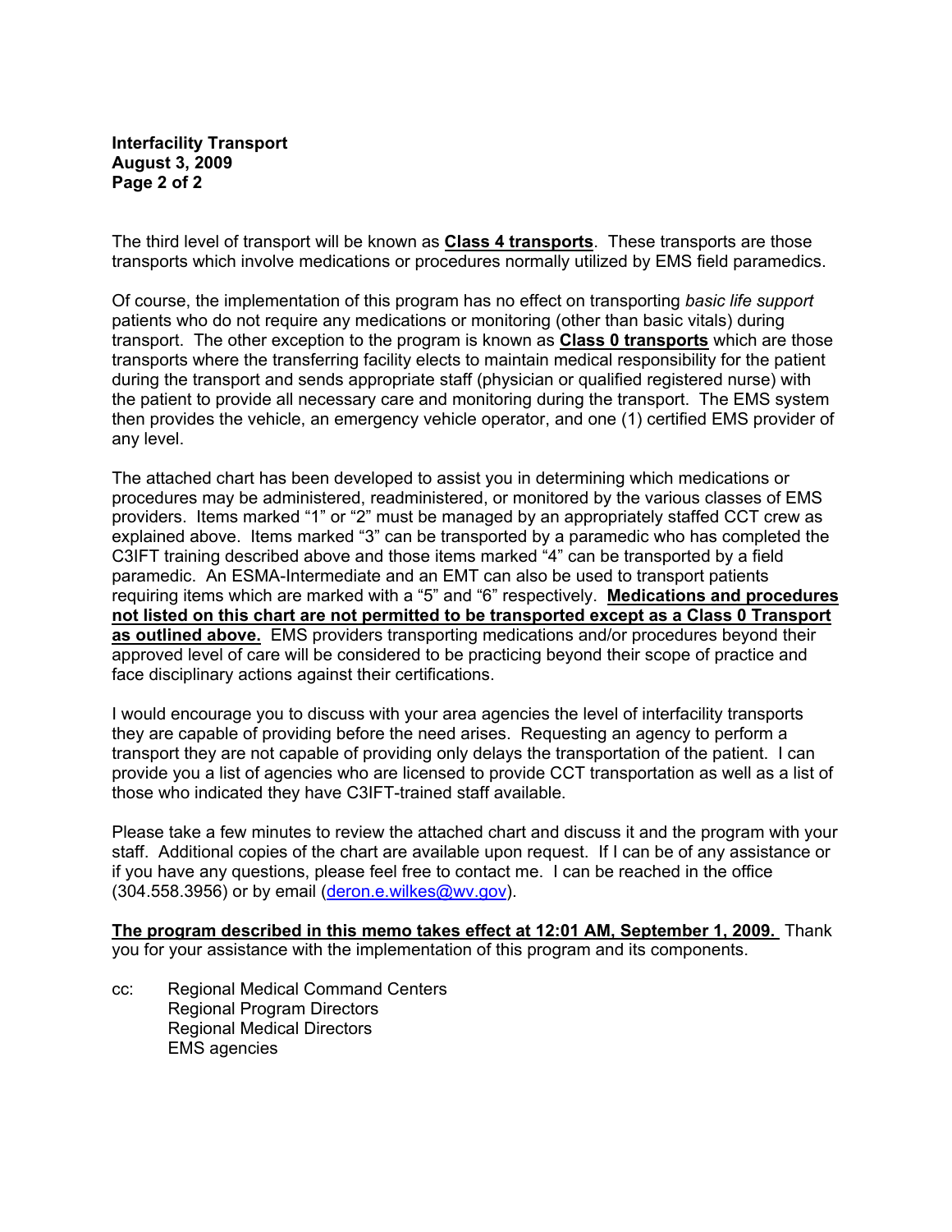The third level of transport will be known as **Class 4 transports**. These transports are those transports which involve medications or procedures normally utilized by EMS field paramedics.

Of course, the implementation of this program has no effect on transporting *basic life support* patients who do not require any medications or monitoring (other than basic vitals) during transport. The other exception to the program is known as **Class 0 transports** which are those transports where the transferring facility elects to maintain medical responsibility for the patient during the transport and sends appropriate staff (physician or qualified registered nurse) with the patient to provide all necessary care and monitoring during the transport. The EMS system then provides the vehicle, an emergency vehicle operator, and one (1) certified EMS provider of any level.

The attached chart has been developed to assist you in determining which medications or procedures may be administered, readministered, or monitored by the various classes of EMS providers. Items marked "1" or "2" must be managed by an appropriately staffed CCT crew as explained above. Items marked "3" can be transported by a paramedic who has completed the C3IFT training described above and those items marked "4" can be transported by a field paramedic. An ESMA-Intermediate and an EMT can also be used to transport patients requiring items which are marked with a "5" and "6" respectively. **Medications and procedures not listed on this chart are not permitted to be transported except as a Class 0 Transport as outlined above.** EMS providers transporting medications and/or procedures beyond their approved level of care will be considered to be practicing beyond their scope of practice and face disciplinary actions against their certifications.

I would encourage you to discuss with your area agencies the level of interfacility transports they are capable of providing before the need arises. Requesting an agency to perform a transport they are not capable of providing only delays the transportation of the patient. I can provide you a list of agencies who are licensed to provide CCT transportation as well as a list of those who indicated they have C3IFT-trained staff available.

Please take a few minutes to review the attached chart and discuss it and the program with your staff. Additional copies of the chart are available upon request. If I can be of any assistance or if you have any questions, please feel free to contact me. I can be reached in the office (304.558.3956) or by email (deron.e.wilkes@wv.gov).

**The program described in this memo takes effect at 12:01 AM, September 1, 2009.** Thank you for your assistance with the implementation of this program and its components.

cc: Regional Medical Command Centers
Regional Program Directors
Regional Medical Directors
EMS agencies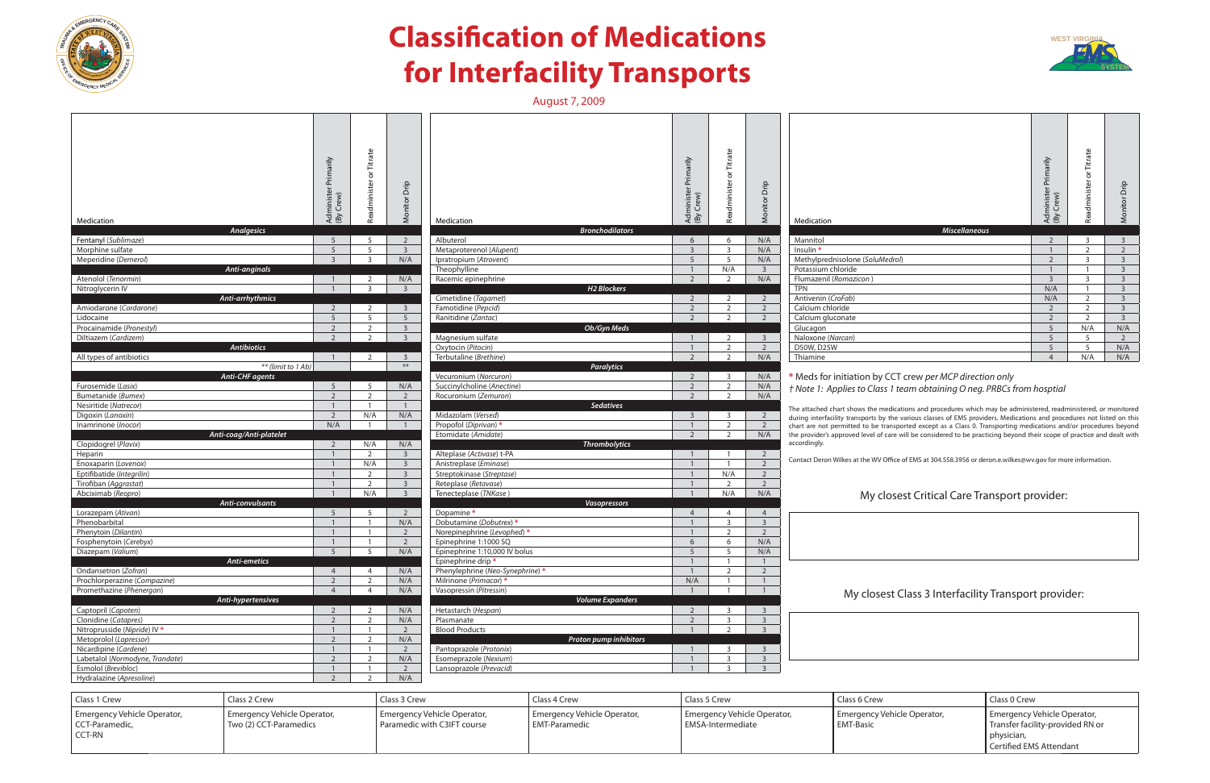# Classification of Medications for Interfacility Transports

August 7, 2009

| Medication | Administer Primarily (By Crew) | Readminister or Titrate | Monitor Drip |
|---|---|---|---|
| ***Analgesics*** | | | |
| Fentanyl (*Sublimaze*) | 5 | 5 | 2 |
| Morphine sulfate | 5 | 5 | 3 |
| Meperidine (*Demerol*) | 3 | 3 | N/A |
| ***Anti-anginals*** | | | |
| Atenolol (*Tenormin*) | 1 | 2 | N/A |
| Nitroglycerin IV | 1 | 3 | 3 |
| ***Anti-arrhythmics*** | | | |
| Amiodarone (*Cordarone*) | 2 | 2 | 3 |
| Lidocaine | 5 | 5 | 5 |
| Procainamide (*Pronestyl*) | 2 | 2 | 3 |
| Diltiazem (*Cardizem*) | 2 | 2 | 3 |
| ***Antibiotics*** | | | |
| All types of antibiotics | 1 | 2 | 3 |
| *** (limit to 1 Ab)* | | | ** |
| ***Anti-CHF agents*** | | | |
| Furosemide (*Lasix*) | 5 | 5 | N/A |
| Bumetanide (*Bumex*) | 2 | 2 | 2 |
| Nesiritide (*Natrecor*) | 1 | 1 | 1 |
| Digoxin (*Lanoxin*) | 2 | N/A | N/A |
| Inamrinone (*Inocor*) | N/A | 1 | 1 |
| ***Anti-coag/Anti-platelet*** | | | |
| Clopidogrel (*Plavix*) | 2 | N/A | N/A |
| Heparin | 1 | 2 | 3 |
| Enoxaparin (*Lovenox*) | 1 | N/A | 3 |
| Eptifibatide (*Integrilin*) | 1 | 2 | 3 |
| Tirofiban (*Aggrastat*) | 1 | 2 | 3 |
| Abciximab (*Reopro*) | 1 | N/A | 3 |
| ***Anti-convulsants*** | | | |
| Lorazepam (*Ativan*) | 5 | 5 | 2 |
| Phenobarbital | 1 | 1 | N/A |
| Phenytoin (*Dilantin*) | 1 | 1 | 2 |
| Fosphenytoin (*Cerebyx*) | 1 | 1 | 2 |
| Diazepam (*Valium*) | 5 | 5 | N/A |
| ***Anti-emetics*** | | | |
| Ondansetron (*Zofran*) | 4 | 4 | N/A |
| Prochlorperazine (*Compazine*) | 2 | 2 | N/A |
| Promethazine (*Phenergan*) | 4 | 4 | N/A |
| ***Anti-hypertensives*** | | | |
| Captopril (*Capoten*) | 2 | 2 | N/A |
| Clonidine (*Catapres*) | 2 | 2 | N/A |
| Nitroprusside (*Nipride*) IV * | 1 | 1 | 2 |
| Metoprolol (*Lopressor*) | 2 | 2 | N/A |
| Nicardipine (*Cardene*) | 1 | 1 | 2 |
| Labetalol (*Normodyne, Trandate*) | 2 | 2 | N/A |
| Esmolol (*Brevibloc*) | 1 | 1 | 2 |
| Hydralazine (*Apresoline*) | 2 | 2 | N/A |
| ***Bronchodilators*** | | | |
| Albuterol | 6 | 6 | N/A |
| Metaproterenol (*Alupent*) | 3 | 3 | N/A |
| Ipratropium (*Atrovent*) | 5 | 5 | N/A |
| Theophylline | 1 | N/A | 3 |
| Racemic epinephrine | 2 | 2 | N/A |
| ***H2 Blockers*** | | | |
| Cimetidine (*Tagamet*) | 2 | 2 | 2 |
| Famotidine (*Pepcid*) | 2 | 2 | 2 |
| Ranitidine (*Zantac*) | 2 | 2 | 2 |
| ***Ob/Gyn Meds*** | | | |
| Magnesium sulfate | 1 | 2 | 3 |
| Oxytocin (*Pitocin*) | 1 | 2 | 2 |
| Terbutaline (*Brethine*) | 2 | 2 | N/A |
| ***Paralytics*** | | | |
| Vecuronium (*Norcuron*) | 2 | 3 | N/A |
| Succinylcholine (*Anectine*) | 2 | 2 | N/A |
| Rocuronium (*Zemuron*) | 2 | 2 | N/A |
| ***Sedatives*** | | | |
| Midazolam (*Versed*) | 3 | 3 | 2 |
| Propofol (*Diprivan*) * | 1 | 2 | 2 |
| Etomidate (*Amidate*) | 2 | 2 | N/A |
| ***Thrombolytics*** | | | |
| Alteplase (*Activase*) t-PA | 1 | 1 | 2 |
| Anistreplase (*Eminase*) | 1 | 1 | 2 |
| Streptokinase (*Streptase*) | 1 | N/A | 2 |
| Reteplase (*Retavase*) | 1 | 2 | 2 |
| Tenecteplase (*TNKase*) | 1 | N/A | N/A |
| ***Vasopressors*** | | | |
| Dopamine * | 4 | 4 | 4 |
| Dobutamine (*Dobutrex*) * | 1 | 3 | 3 |
| Norepinephrine (*Levophed*) * | 1 | 2 | 2 |
| Epinephrine 1:1000 SQ | 6 | 6 | N/A |
| Epinephrine 1:10,000 IV bolus | 5 | 5 | N/A |
| Epinephrine drip * | 1 | 1 | 1 |
| Phenylephrine (*Neo-Synephrine*) * | 1 | 2 | 2 |
| Milrinone (*Primacor*) * | N/A | 1 | 1 |
| Vasopressin (*Pitressin*) | 1 | 1 | 1 |
| ***Volume Expanders*** | | | |
| Hetastarch (*Hespan*) | 2 | 3 | 3 |
| Plasmanate | 2 | 3 | 3 |
| Blood Products | 1 | 2 | 3 |
| ***Proton pump inhibitors*** | | | |
| Pantoprazole (*Protonix*) | 1 | 3 | 3 |
| Esomeprazole (*Nexium*) | 1 | 3 | 3 |
| Lansoprazole (*Prevacid*) | 1 | 3 | 3 |
| ***Miscellaneous*** | | | |
| Mannitol | 2 | 3 | 3 |
| Insulin * | 1 | 2 | 2 |
| Methylprednisolone (*SoluMedrol*) | 2 | 3 | 3 |
| Potassium chloride | 1 | 1 | 3 |
| Flumazenil (*Romazicon*) | 3 | 3 | 3 |
| TPN | N/A | 1 | 3 |
| Antivenin (*CroFab*) | N/A | 2 | 3 |
| Calcium chloride | 2 | 2 | 3 |
| Calcium gluconate | 2 | 2 | 3 |
| Glucagon | 5 | N/A | N/A |
| Naloxone (*Narcan*) | 5 | 5 | 2 |
| D50W, D25W | 5 | 5 | N/A |
| Thiamine | 4 | N/A | N/A |

\* Meds for initiation by CCT crew *per MCP direction only*

*† Note 1: Applies to Class 1 team obtaining O neg. PRBCs from hosptial*

The attached chart shows the medications and procedures which may be administered, readministered, or monitored during interfacility transports by the various classes of EMS providers. Medications and procedures not listed on this chart are not permitted to be transported except as a Class 0. Transporting medications and/or procedures beyond the provider's approved level of care will be considered to be practicing beyond their scope of practice and dealt with accordingly.

Contact Deron Wilkes at the WV Office of EMS at 304.558.3956 or deron.e.wilkes@wv.gov for more information.

My closest Critical Care Transport provider:

My closest Class 3 Interfacility Transport provider:

| Class 1 Crew | Class 2 Crew | Class 3 Crew | Class 4 Crew | Class 5 Crew | Class 6 Crew | Class 0 Crew |
|---|---|---|---|---|---|---|
| Emergency Vehicle Operator, CCT-Paramedic, CCT-RN | Emergency Vehicle Operator, Two (2) CCT-Paramedics | Emergency Vehicle Operator, Paramedic with C3IFT course | Emergency Vehicle Operator, EMT-Paramedic | Emergency Vehicle Operator, EMSA-Intermediate | Emergency Vehicle Operator, EMT-Basic | Emergency Vehicle Operator, Transfer facility-provided RN or physician, Certified EMS Attendant |